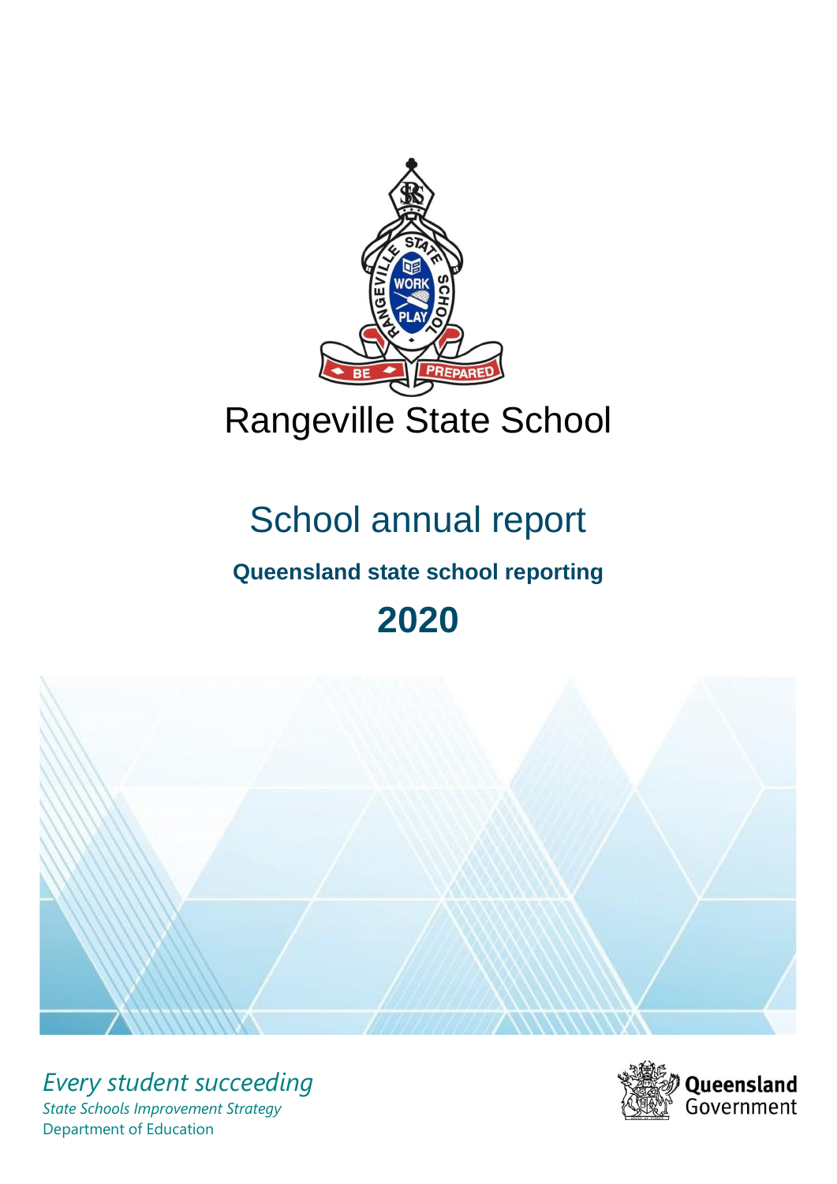# Rangeville State School

## School annual report

### Queensland state school reporting

## 2020

*Every student succeeding*

*State Schools Improvement Strategy*

Department of Education

**Queensland** Government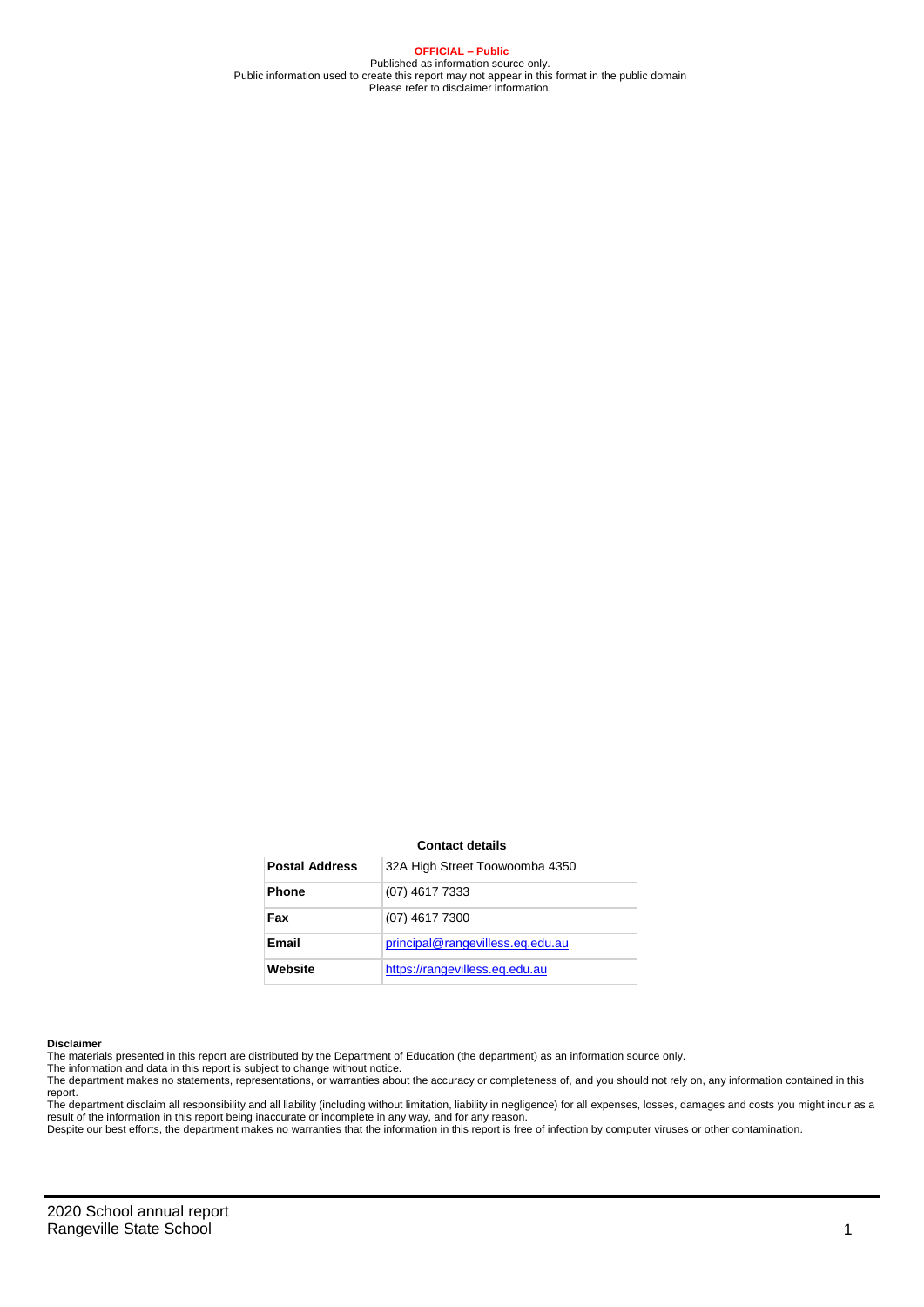**OFFICIAL – Public**
Published as information source only.
Public information used to create this report may not appear in this format in the public domain
Please refer to disclaimer information.

**Contact details**

| Postal Address | 32A High Street Toowoomba 4350 |
|---|---|
| Phone | (07) 4617 7333 |
| Fax | (07) 4617 7300 |
| Email | principal@rangevilless.eq.edu.au |
| Website | https://rangevilless.eq.edu.au |

**Disclaimer**

The materials presented in this report are distributed by the Department of Education (the department) as an information source only.
The information and data in this report is subject to change without notice.
The department makes no statements, representations, or warranties about the accuracy or completeness of, and you should not rely on, any information contained in this report.
The department disclaim all responsibility and all liability (including without limitation, liability in negligence) for all expenses, losses, damages and costs you might incur as a result of the information in this report being inaccurate or incomplete in any way, and for any reason.
Despite our best efforts, the department makes no warranties that the information in this report is free of infection by computer viruses or other contamination.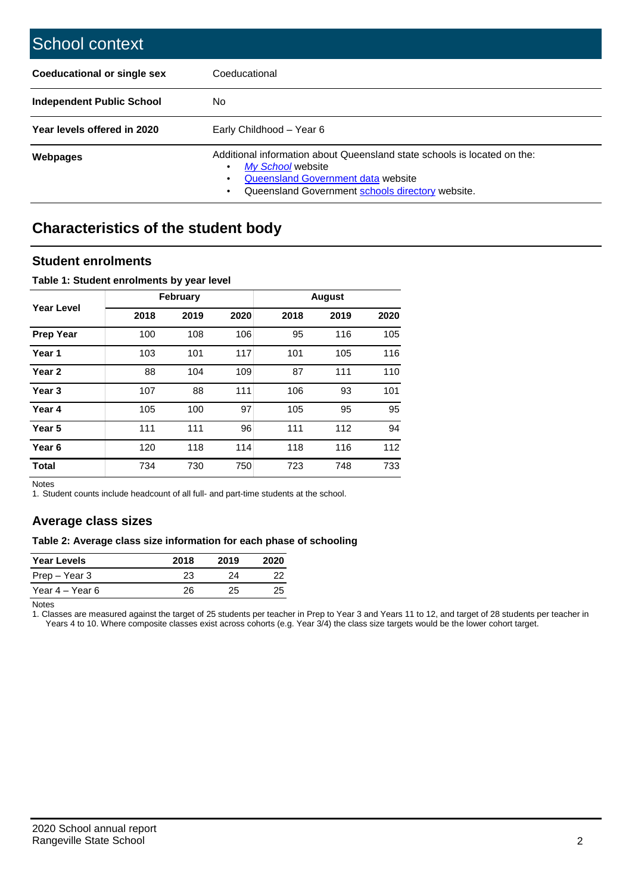# School context

| | |
|---|---|
| **Coeducational or single sex** | Coeducational |
| **Independent Public School** | No |
| **Year levels offered in 2020** | Early Childhood – Year 6 |
| **Webpages** | Additional information about Queensland state schools is located on the:<br>• *My School* website<br>• Queensland Government data website<br>• Queensland Government schools directory website. |

## Characteristics of the student body

### Student enrolments

**Table 1: Student enrolments by year level**

| Year Level | February | | | August | | |
|---|---|---|---|---|---|---|
| | **2018** | **2019** | **2020** | **2018** | **2019** | **2020** |
| **Prep Year** | 100 | 108 | 106 | 95 | 116 | 105 |
| **Year 1** | 103 | 101 | 117 | 101 | 105 | 116 |
| **Year 2** | 88 | 104 | 109 | 87 | 111 | 110 |
| **Year 3** | 107 | 88 | 111 | 106 | 93 | 101 |
| **Year 4** | 105 | 100 | 97 | 105 | 95 | 95 |
| **Year 5** | 111 | 111 | 96 | 111 | 112 | 94 |
| **Year 6** | 120 | 118 | 114 | 118 | 116 | 112 |
| **Total** | 734 | 730 | 750 | 723 | 748 | 733 |

Notes

1. Student counts include headcount of all full- and part-time students at the school.

### Average class sizes

**Table 2: Average class size information for each phase of schooling**

| Year Levels | 2018 | 2019 | 2020 |
|---|---|---|---|
| Prep – Year 3 | 23 | 24 | 22 |
| Year 4 – Year 6 | 26 | 25 | 25 |

Notes

1. Classes are measured against the target of 25 students per teacher in Prep to Year 3 and Years 11 to 12, and target of 28 students per teacher in Years 4 to 10. Where composite classes exist across cohorts (e.g. Year 3/4) the class size targets would be the lower cohort target.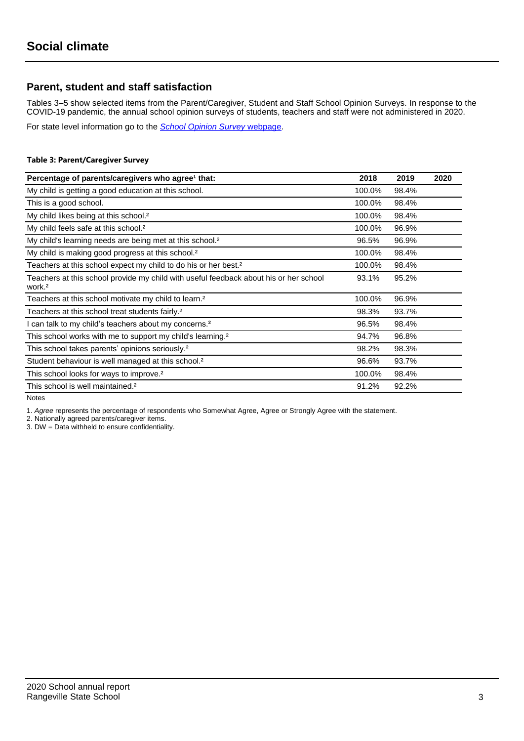# Social climate

## Parent, student and staff satisfaction

Tables 3–5 show selected items from the Parent/Caregiver, Student and Staff School Opinion Surveys. In response to the COVID-19 pandemic, the annual school opinion surveys of students, teachers and staff were not administered in 2020.

For state level information go to the *School Opinion Survey* webpage.

**Table 3: Parent/Caregiver Survey**

| Percentage of parents/caregivers who agree[1] that: | 2018 | 2019 | 2020 |
| --- | --- | --- | --- |
| My child is getting a good education at this school. | 100.0% | 98.4% | |
| This is a good school. | 100.0% | 98.4% | |
| My child likes being at this school.[2] | 100.0% | 98.4% | |
| My child feels safe at this school.[2] | 100.0% | 96.9% | |
| My child's learning needs are being met at this school.[2] | 96.5% | 96.9% | |
| My child is making good progress at this school.[2] | 100.0% | 98.4% | |
| Teachers at this school expect my child to do his or her best.[2] | 100.0% | 98.4% | |
| Teachers at this school provide my child with useful feedback about his or her school work.[2] | 93.1% | 95.2% | |
| Teachers at this school motivate my child to learn.[2] | 100.0% | 96.9% | |
| Teachers at this school treat students fairly.[2] | 98.3% | 93.7% | |
| I can talk to my child's teachers about my concerns.[2] | 96.5% | 98.4% | |
| This school works with me to support my child's learning.[2] | 94.7% | 96.8% | |
| This school takes parents' opinions seriously.[2] | 98.2% | 98.3% | |
| Student behaviour is well managed at this school.[2] | 96.6% | 93.7% | |
| This school looks for ways to improve.[2] | 100.0% | 98.4% | |
| This school is well maintained.[2] | 91.2% | 92.2% | |

Notes

1. *Agree* represents the percentage of respondents who Somewhat Agree, Agree or Strongly Agree with the statement.
2. Nationally agreed parents/caregiver items.
3. DW = Data withheld to ensure confidentiality.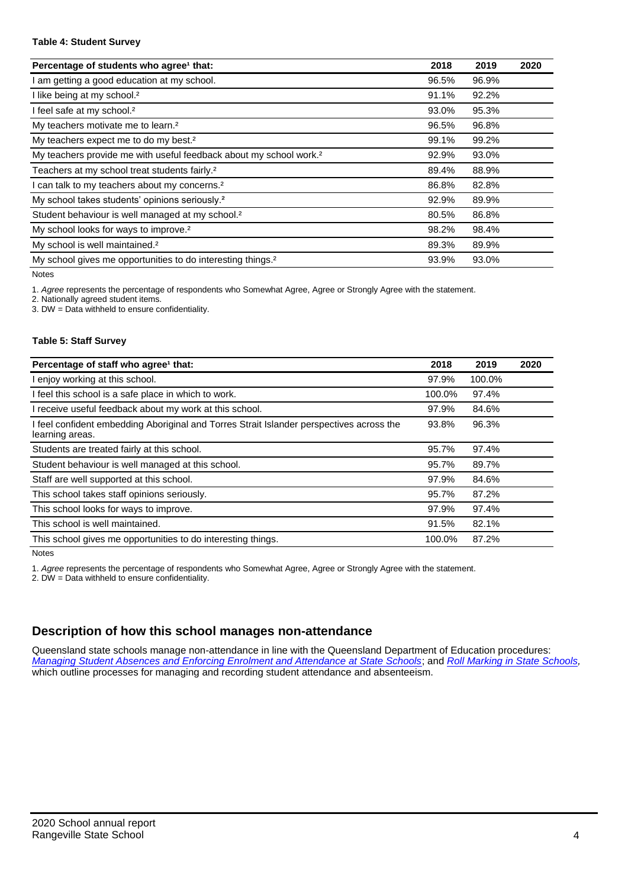**Table 4: Student Survey**

| Percentage of students who agree[1] that: | 2018 | 2019 | 2020 |
|---|---|---|---|
| I am getting a good education at my school. | 96.5% | 96.9% | |
| I like being at my school.[2] | 91.1% | 92.2% | |
| I feel safe at my school.[2] | 93.0% | 95.3% | |
| My teachers motivate me to learn.[2] | 96.5% | 96.8% | |
| My teachers expect me to do my best.[2] | 99.1% | 99.2% | |
| My teachers provide me with useful feedback about my school work.[2] | 92.9% | 93.0% | |
| Teachers at my school treat students fairly.[2] | 89.4% | 88.9% | |
| I can talk to my teachers about my concerns.[2] | 86.8% | 82.8% | |
| My school takes students' opinions seriously.[2] | 92.9% | 89.9% | |
| Student behaviour is well managed at my school.[2] | 80.5% | 86.8% | |
| My school looks for ways to improve.[2] | 98.2% | 98.4% | |
| My school is well maintained.[2] | 89.3% | 89.9% | |
| My school gives me opportunities to do interesting things.[2] | 93.9% | 93.0% | |

Notes

1. *Agree* represents the percentage of respondents who Somewhat Agree, Agree or Strongly Agree with the statement.
2. Nationally agreed student items.
3. DW = Data withheld to ensure confidentiality.

**Table 5: Staff Survey**

| Percentage of staff who agree[1] that: | 2018 | 2019 | 2020 |
|---|---|---|---|
| I enjoy working at this school. | 97.9% | 100.0% | |
| I feel this school is a safe place in which to work. | 100.0% | 97.4% | |
| I receive useful feedback about my work at this school. | 97.9% | 84.6% | |
| I feel confident embedding Aboriginal and Torres Strait Islander perspectives across the learning areas. | 93.8% | 96.3% | |
| Students are treated fairly at this school. | 95.7% | 97.4% | |
| Student behaviour is well managed at this school. | 95.7% | 89.7% | |
| Staff are well supported at this school. | 97.9% | 84.6% | |
| This school takes staff opinions seriously. | 95.7% | 87.2% | |
| This school looks for ways to improve. | 97.9% | 97.4% | |
| This school is well maintained. | 91.5% | 82.1% | |
| This school gives me opportunities to do interesting things. | 100.0% | 87.2% | |

Notes

1. *Agree* represents the percentage of respondents who Somewhat Agree, Agree or Strongly Agree with the statement.
2. DW = Data withheld to ensure confidentiality.

## Description of how this school manages non-attendance

Queensland state schools manage non-attendance in line with the Queensland Department of Education procedures: *Managing Student Absences and Enforcing Enrolment and Attendance at State Schools*; and *Roll Marking in State Schools,* which outline processes for managing and recording student attendance and absenteeism.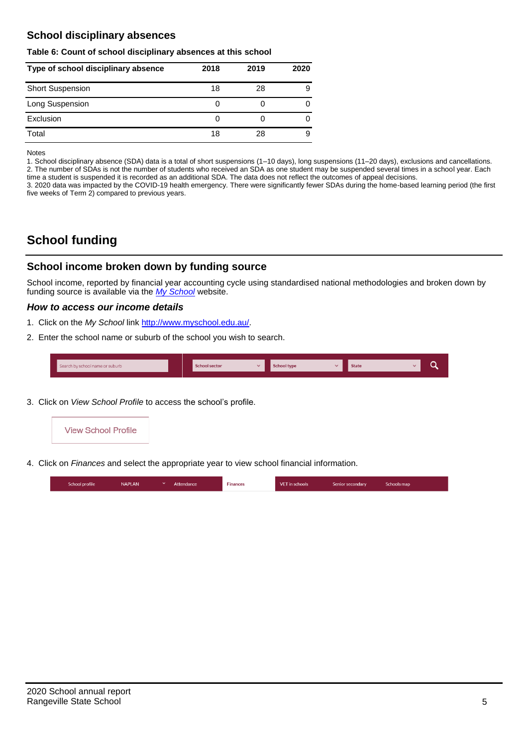## School disciplinary absences

**Table 6: Count of school disciplinary absences at this school**

| Type of school disciplinary absence | 2018 | 2019 | 2020 |
|---|---|---|---|
| Short Suspension | 18 | 28 | 9 |
| Long Suspension | 0 | 0 | 0 |
| Exclusion | 0 | 0 | 0 |
| Total | 18 | 28 | 9 |

Notes

1. School disciplinary absence (SDA) data is a total of short suspensions (1–10 days), long suspensions (11–20 days), exclusions and cancellations.
2. The number of SDAs is not the number of students who received an SDA as one student may be suspended several times in a school year. Each time a student is suspended it is recorded as an additional SDA. The data does not reflect the outcomes of appeal decisions.
3. 2020 data was impacted by the COVID-19 health emergency. There were significantly fewer SDAs during the home-based learning period (the first five weeks of Term 2) compared to previous years.

# School funding

## School income broken down by funding source

School income, reported by financial year accounting cycle using standardised national methodologies and broken down by funding source is available via the *My School* website.

### *How to access our income details*

1. Click on the *My School* link http://www.myschool.edu.au/.
2. Enter the school name or suburb of the school you wish to search.

Search by school name or suburb | School sector | School type | State

3. Click on *View School Profile* to access the school's profile.

View School Profile

4. Click on *Finances* and select the appropriate year to view school financial information.

School profile | NAPLAN | Attendance | Finances | VET in schools | Senior secondary | Schools map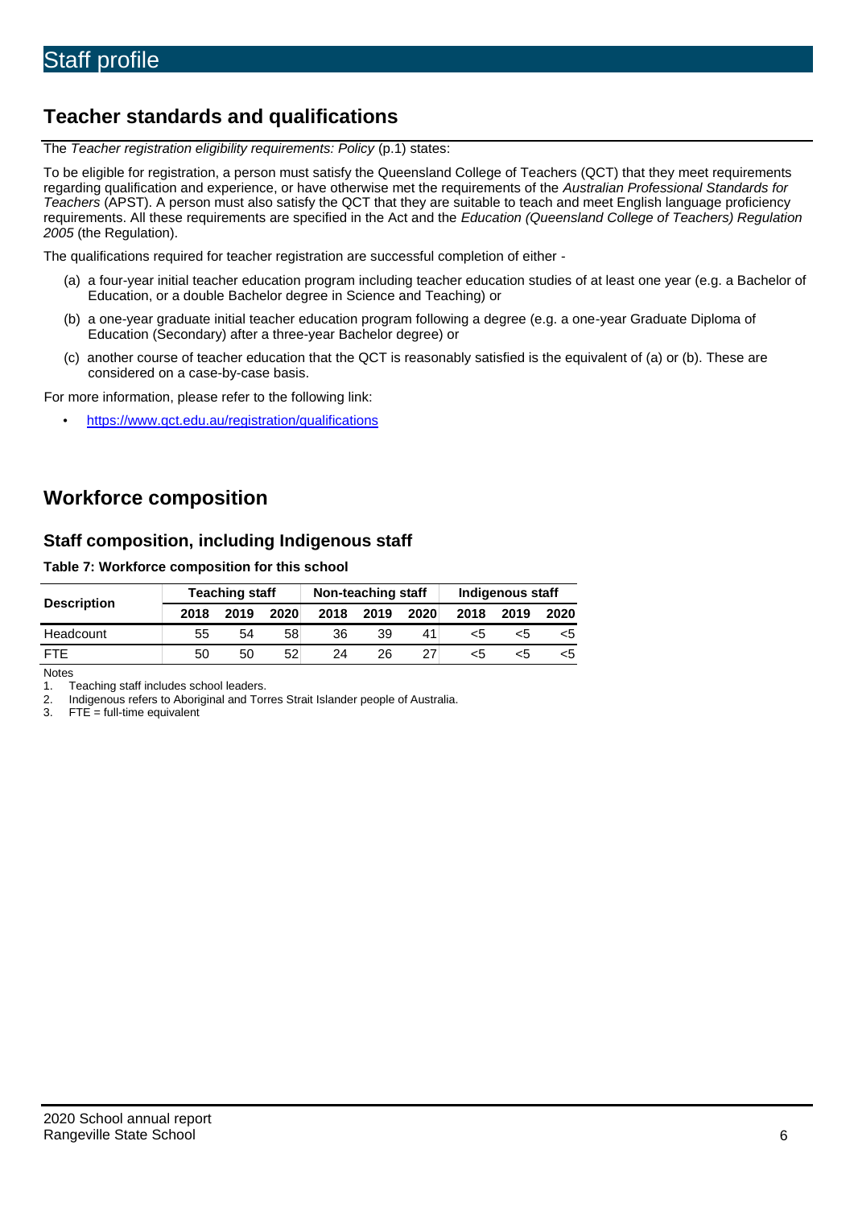# Staff profile

## Teacher standards and qualifications

The *Teacher registration eligibility requirements: Policy* (p.1) states:

To be eligible for registration, a person must satisfy the Queensland College of Teachers (QCT) that they meet requirements regarding qualification and experience, or have otherwise met the requirements of the *Australian Professional Standards for Teachers* (APST). A person must also satisfy the QCT that they are suitable to teach and meet English language proficiency requirements. All these requirements are specified in the Act and the *Education (Queensland College of Teachers) Regulation 2005* (the Regulation).

The qualifications required for teacher registration are successful completion of either -

(a) a four-year initial teacher education program including teacher education studies of at least one year (e.g. a Bachelor of Education, or a double Bachelor degree in Science and Teaching) or

(b) a one-year graduate initial teacher education program following a degree (e.g. a one-year Graduate Diploma of Education (Secondary) after a three-year Bachelor degree) or

(c) another course of teacher education that the QCT is reasonably satisfied is the equivalent of (a) or (b). These are considered on a case-by-case basis.

For more information, please refer to the following link:

- https://www.qct.edu.au/registration/qualifications

## Workforce composition

### Staff composition, including Indigenous staff

**Table 7: Workforce composition for this school**

| Description | Teaching staff | | | Non-teaching staff | | | Indigenous staff | | |
|---|---|---|---|---|---|---|---|---|---|
| | 2018 | 2019 | 2020 | 2018 | 2019 | 2020 | 2018 | 2019 | 2020 |
| Headcount | 55 | 54 | 58 | 36 | 39 | 41 | <5 | <5 | <5 |
| FTE | 50 | 50 | 52 | 24 | 26 | 27 | <5 | <5 | <5 |

Notes

1. Teaching staff includes school leaders.
2. Indigenous refers to Aboriginal and Torres Strait Islander people of Australia.
3. FTE = full-time equivalent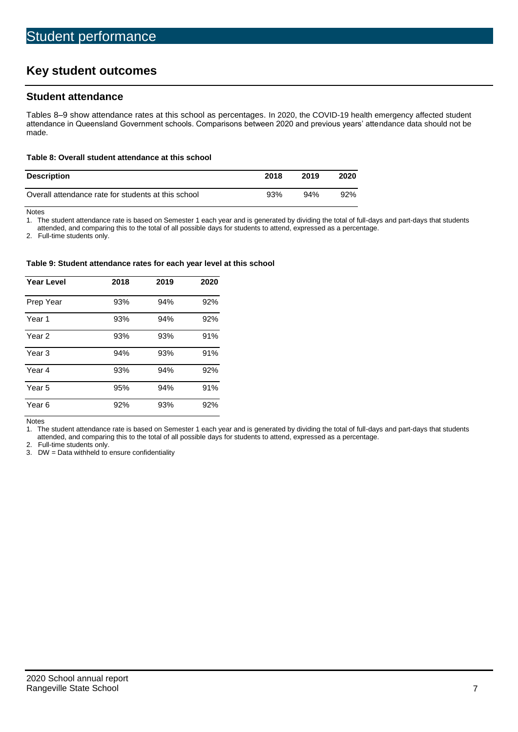# Student performance

## Key student outcomes

### Student attendance

Tables 8–9 show attendance rates at this school as percentages. In 2020, the COVID-19 health emergency affected student attendance in Queensland Government schools. Comparisons between 2020 and previous years' attendance data should not be made.

**Table 8: Overall student attendance at this school**

| Description | 2018 | 2019 | 2020 |
|---|---|---|---|
| Overall attendance rate for students at this school | 93% | 94% | 92% |

Notes

1. The student attendance rate is based on Semester 1 each year and is generated by dividing the total of full-days and part-days that students attended, and comparing this to the total of all possible days for students to attend, expressed as a percentage.
2. Full-time students only.

**Table 9: Student attendance rates for each year level at this school**

| Year Level | 2018 | 2019 | 2020 |
|---|---|---|---|
| Prep Year | 93% | 94% | 92% |
| Year 1 | 93% | 94% | 92% |
| Year 2 | 93% | 93% | 91% |
| Year 3 | 94% | 93% | 91% |
| Year 4 | 93% | 94% | 92% |
| Year 5 | 95% | 94% | 91% |
| Year 6 | 92% | 93% | 92% |

Notes

1. The student attendance rate is based on Semester 1 each year and is generated by dividing the total of full-days and part-days that students attended, and comparing this to the total of all possible days for students to attend, expressed as a percentage.
2. Full-time students only.
3. DW = Data withheld to ensure confidentiality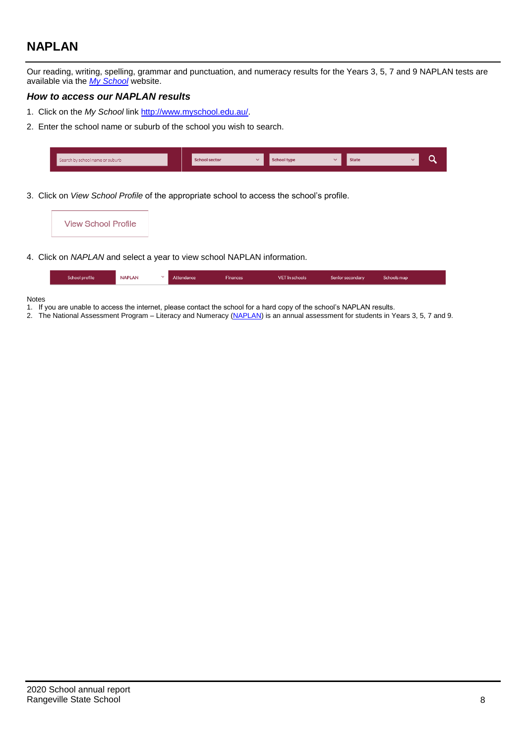## NAPLAN

Our reading, writing, spelling, grammar and punctuation, and numeracy results for the Years 3, 5, 7 and 9 NAPLAN tests are available via the [*My School*](http://www.myschool.edu.au/) website.

### *How to access our NAPLAN results*

1. Click on the *My School* link [http://www.myschool.edu.au/](http://www.myschool.edu.au/).
2. Enter the school name or suburb of the school you wish to search.

Search by school name or suburb | School sector | School type | State

3. Click on *View School Profile* of the appropriate school to access the school's profile.

View School Profile

4. Click on *NAPLAN* and select a year to view school NAPLAN information.

School profile | NAPLAN | Attendance | Finances | VET in schools | Senior secondary | Schools map

Notes
1. If you are unable to access the internet, please contact the school for a hard copy of the school's NAPLAN results.
2. The National Assessment Program – Literacy and Numeracy (NAPLAN) is an annual assessment for students in Years 3, 5, 7 and 9.